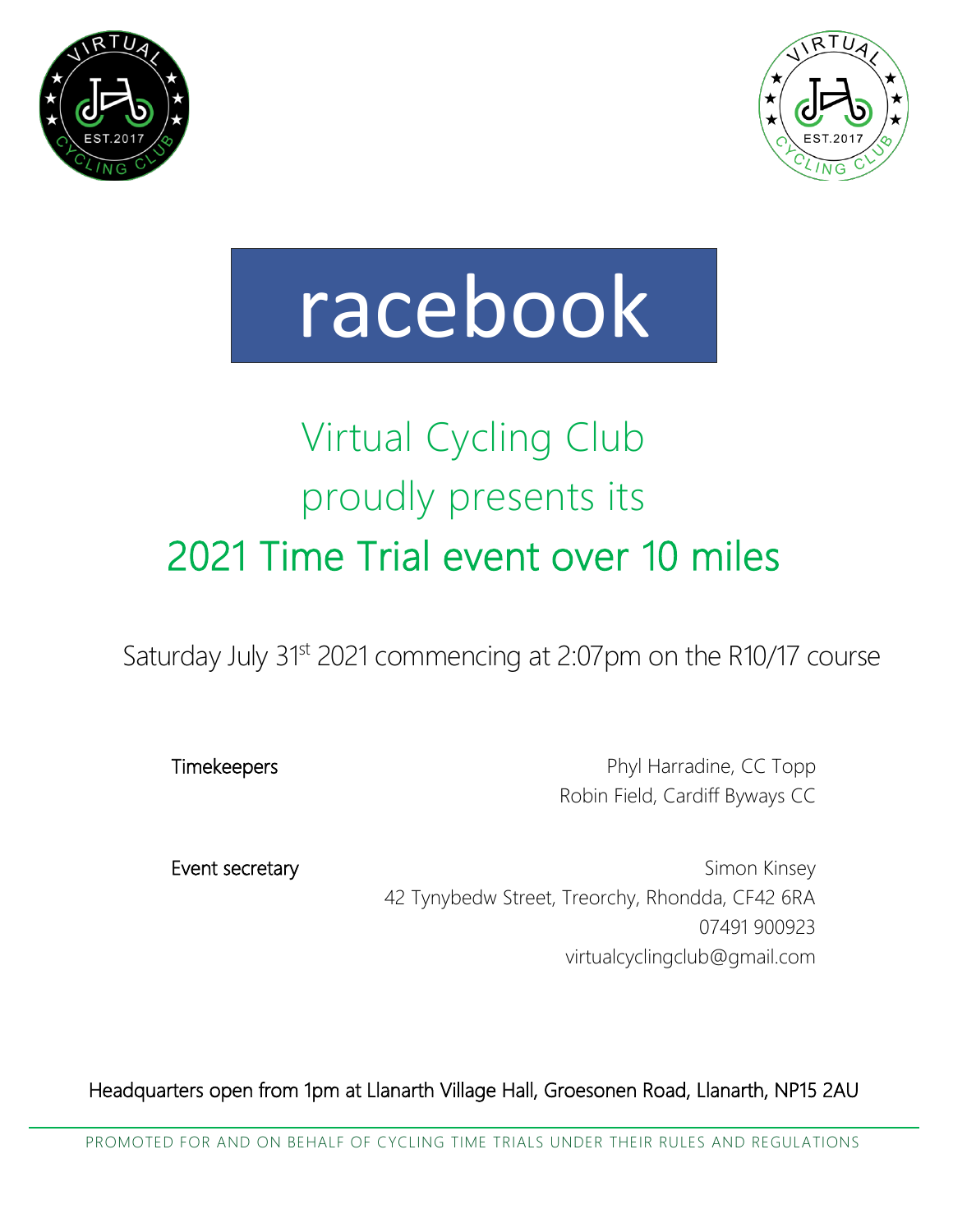# racebook

## Virtual Cycling Club
## proudly presents its
## 2021 Time Trial event over 10 miles

Saturday July 31st 2021 commencing at 2:07pm on the R10/17 course

**Timekeepers**

Phyl Harradine, CC Topp
Robin Field, Cardiff Byways CC

**Event secretary**

Simon Kinsey
42 Tynybedw Street, Treorchy, Rhondda, CF42 6RA
07491 900923
virtualcyclingclub@gmail.com

Headquarters open from 1pm at Llanarth Village Hall, Groesonen Road, Llanarth, NP15 2AU

PROMOTED FOR AND ON BEHALF OF CYCLING TIME TRIALS UNDER THEIR RULES AND REGULATIONS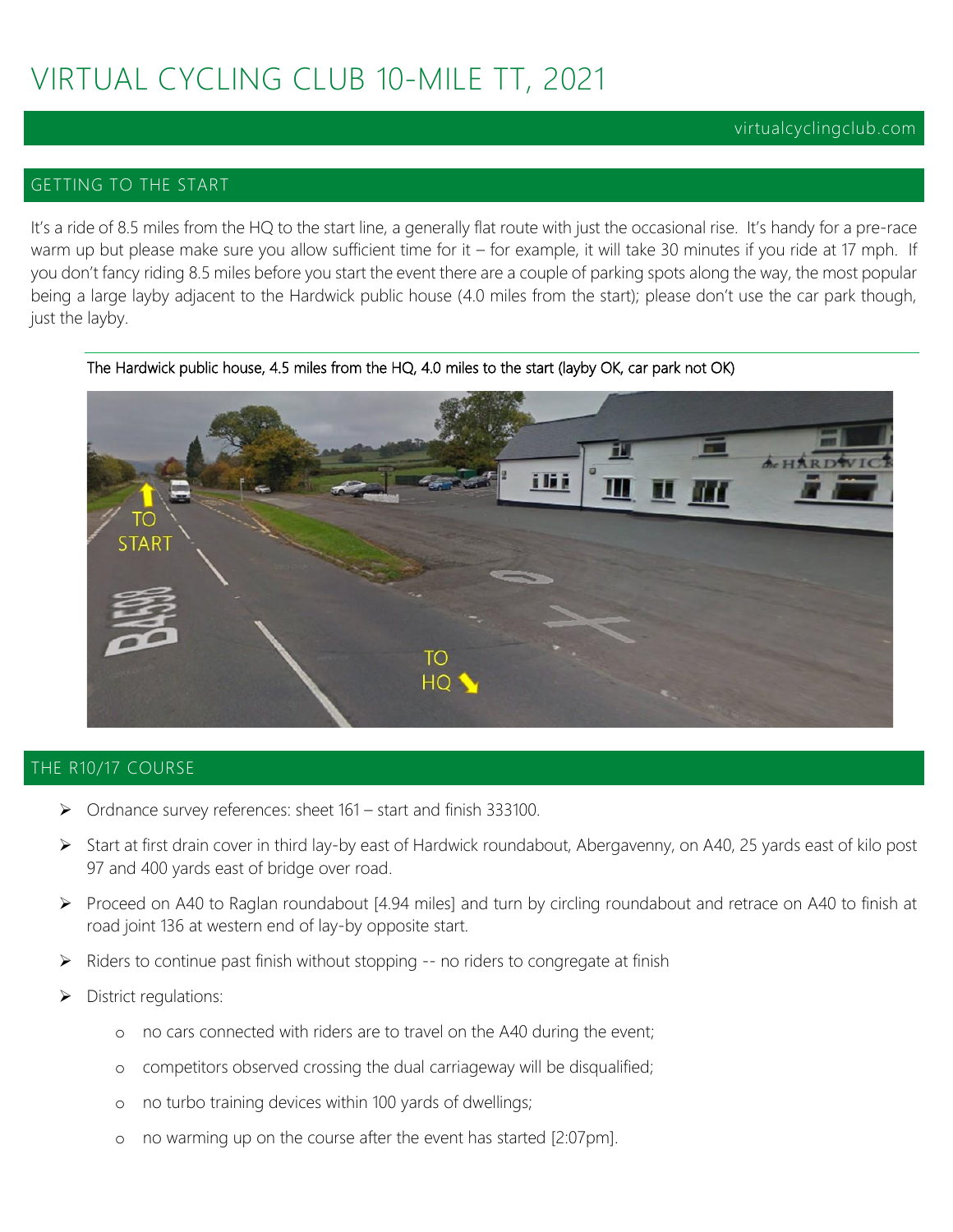# VIRTUAL CYCLING CLUB 10-MILE TT, 2021

virtualcyclingclub.com

## GETTING TO THE START

It's a ride of 8.5 miles from the HQ to the start line, a generally flat route with just the occasional rise. It's handy for a pre-race warm up but please make sure you allow sufficient time for it – for example, it will take 30 minutes if you ride at 17 mph. If you don't fancy riding 8.5 miles before you start the event there are a couple of parking spots along the way, the most popular being a large layby adjacent to the Hardwick public house (4.0 miles from the start); please don't use the car park though, just the layby.

The Hardwick public house, 4.5 miles from the HQ, 4.0 miles to the start (layby OK, car park not OK)

## THE R10/17 COURSE

- Ordnance survey references: sheet 161 – start and finish 333100.
- Start at first drain cover in third lay-by east of Hardwick roundabout, Abergavenny, on A40, 25 yards east of kilo post 97 and 400 yards east of bridge over road.
- Proceed on A40 to Raglan roundabout [4.94 miles] and turn by circling roundabout and retrace on A40 to finish at road joint 136 at western end of lay-by opposite start.
- Riders to continue past finish without stopping -- no riders to congregate at finish
- District regulations:
  - no cars connected with riders are to travel on the A40 during the event;
  - competitors observed crossing the dual carriageway will be disqualified;
  - no turbo training devices within 100 yards of dwellings;
  - no warming up on the course after the event has started [2:07pm].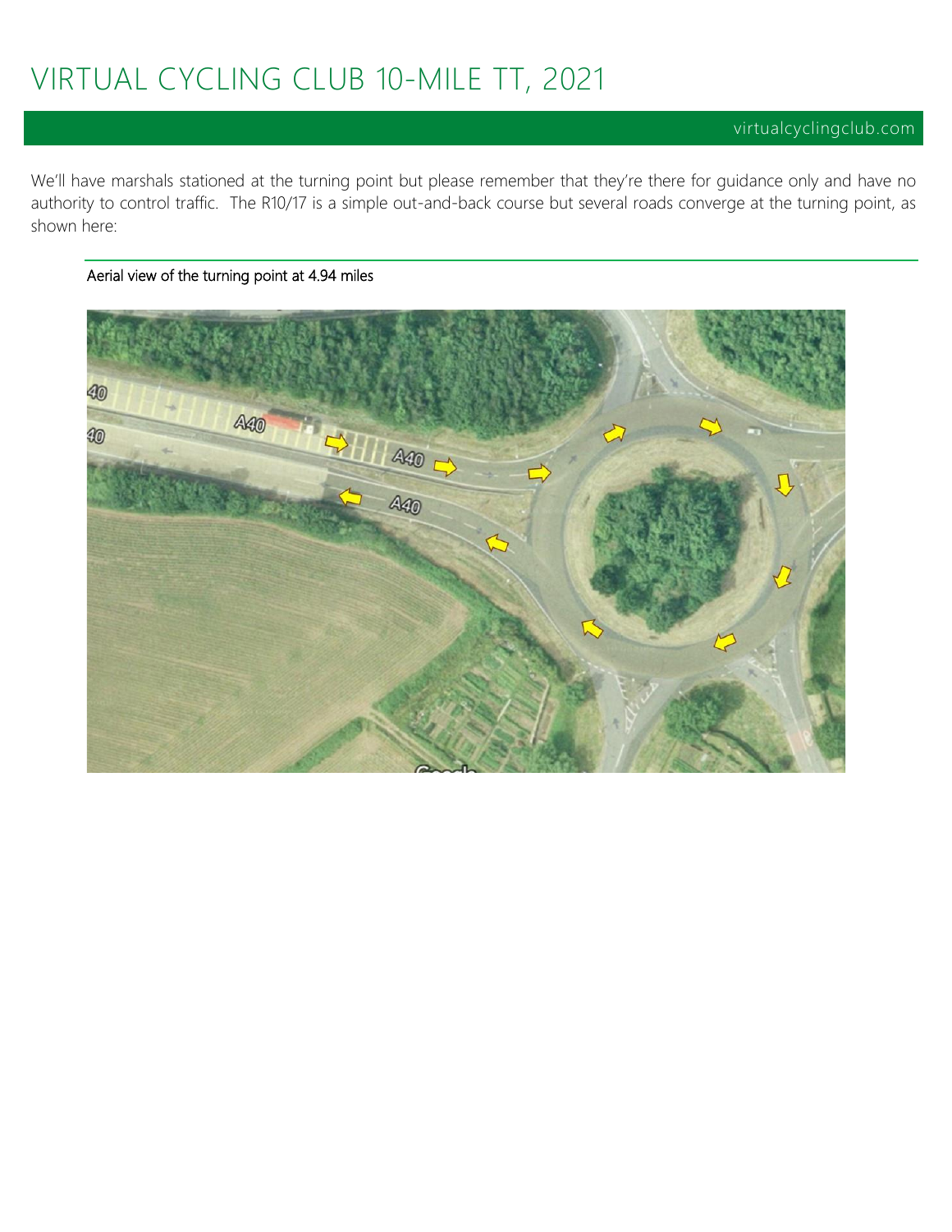# VIRTUAL CYCLING CLUB 10-MILE TT, 2021

virtualcyclingclub.com

We'll have marshals stationed at the turning point but please remember that they're there for guidance only and have no authority to control traffic. The R10/17 is a simple out-and-back course but several roads converge at the turning point, as shown here:

Aerial view of the turning point at 4.94 miles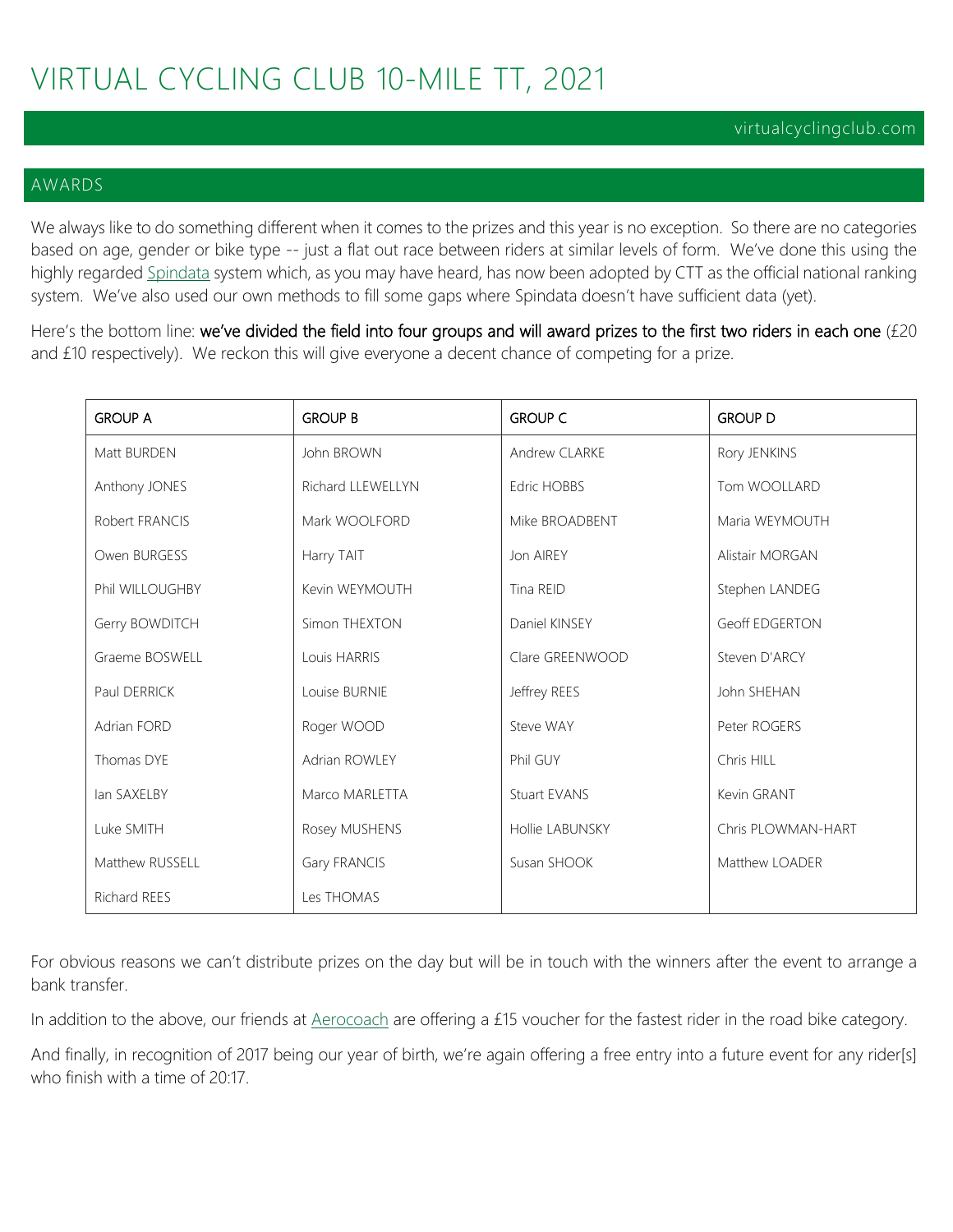# VIRTUAL CYCLING CLUB 10-MILE TT, 2021

virtualcyclingclub.com

## AWARDS

We always like to do something different when it comes to the prizes and this year is no exception. So there are no categories based on age, gender or bike type -- just a flat out race between riders at similar levels of form. We've done this using the highly regarded Spindata system which, as you may have heard, has now been adopted by CTT as the official national ranking system. We've also used our own methods to fill some gaps where Spindata doesn't have sufficient data (yet).

Here's the bottom line: **we've divided the field into four groups and will award prizes to the first two riders in each one** (£20 and £10 respectively). We reckon this will give everyone a decent chance of competing for a prize.

| GROUP A | GROUP B | GROUP C | GROUP D |
|---|---|---|---|
| Matt BURDEN | John BROWN | Andrew CLARKE | Rory JENKINS |
| Anthony JONES | Richard LLEWELLYN | Edric HOBBS | Tom WOOLLARD |
| Robert FRANCIS | Mark WOOLFORD | Mike BROADBENT | Maria WEYMOUTH |
| Owen BURGESS | Harry TAIT | Jon AIREY | Alistair MORGAN |
| Phil WILLOUGHBY | Kevin WEYMOUTH | Tina REID | Stephen LANDEG |
| Gerry BOWDITCH | Simon THEXTON | Daniel KINSEY | Geoff EDGERTON |
| Graeme BOSWELL | Louis HARRIS | Clare GREENWOOD | Steven D'ARCY |
| Paul DERRICK | Louise BURNIE | Jeffrey REES | John SHEHAN |
| Adrian FORD | Roger WOOD | Steve WAY | Peter ROGERS |
| Thomas DYE | Adrian ROWLEY | Phil GUY | Chris HILL |
| Ian SAXELBY | Marco MARLETTA | Stuart EVANS | Kevin GRANT |
| Luke SMITH | Rosey MUSHENS | Hollie LABUNSKY | Chris PLOWMAN-HART |
| Matthew RUSSELL | Gary FRANCIS | Susan SHOOK | Matthew LOADER |
| Richard REES | Les THOMAS | | |

For obvious reasons we can't distribute prizes on the day but will be in touch with the winners after the event to arrange a bank transfer.

In addition to the above, our friends at Aerocoach are offering a £15 voucher for the fastest rider in the road bike category.

And finally, in recognition of 2017 being our year of birth, we're again offering a free entry into a future event for any rider[s] who finish with a time of 20:17.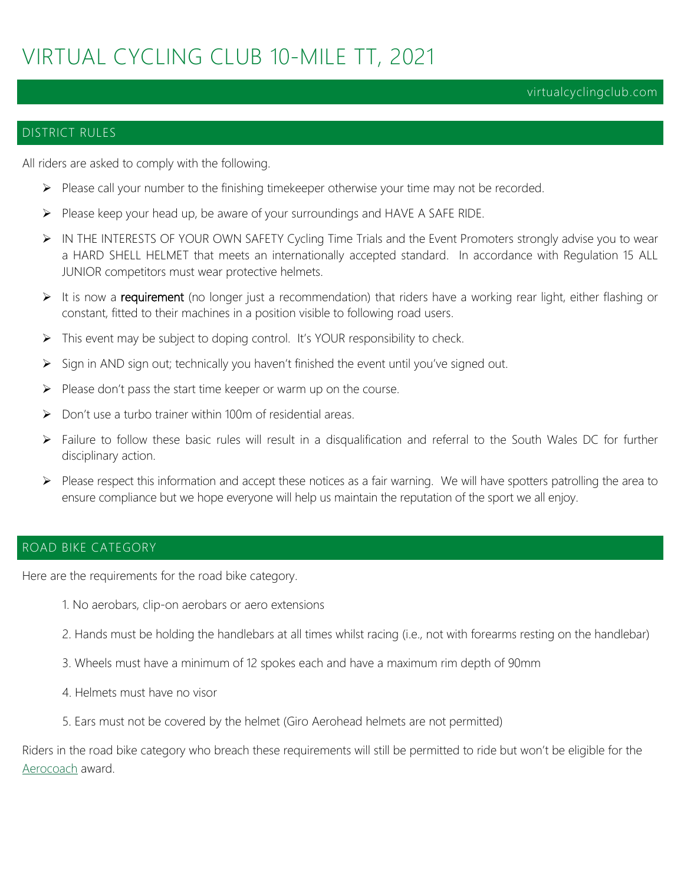# VIRTUAL CYCLING CLUB 10-MILE TT, 2021

virtualcyclingclub.com

## DISTRICT RULES

All riders are asked to comply with the following.

- Please call your number to the finishing timekeeper otherwise your time may not be recorded.
- Please keep your head up, be aware of your surroundings and HAVE A SAFE RIDE.
- IN THE INTERESTS OF YOUR OWN SAFETY Cycling Time Trials and the Event Promoters strongly advise you to wear a HARD SHELL HELMET that meets an internationally accepted standard. In accordance with Regulation 15 ALL JUNIOR competitors must wear protective helmets.
- It is now a **requirement** (no longer just a recommendation) that riders have a working rear light, either flashing or constant, fitted to their machines in a position visible to following road users.
- This event may be subject to doping control. It's YOUR responsibility to check.
- Sign in AND sign out; technically you haven't finished the event until you've signed out.
- Please don't pass the start time keeper or warm up on the course.
- Don't use a turbo trainer within 100m of residential areas.
- Failure to follow these basic rules will result in a disqualification and referral to the South Wales DC for further disciplinary action.
- Please respect this information and accept these notices as a fair warning. We will have spotters patrolling the area to ensure compliance but we hope everyone will help us maintain the reputation of the sport we all enjoy.

## ROAD BIKE CATEGORY

Here are the requirements for the road bike category.

1. No aerobars, clip-on aerobars or aero extensions
2. Hands must be holding the handlebars at all times whilst racing (i.e., not with forearms resting on the handlebar)
3. Wheels must have a minimum of 12 spokes each and have a maximum rim depth of 90mm
4. Helmets must have no visor
5. Ears must not be covered by the helmet (Giro Aerohead helmets are not permitted)

Riders in the road bike category who breach these requirements will still be permitted to ride but won't be eligible for the Aerocoach award.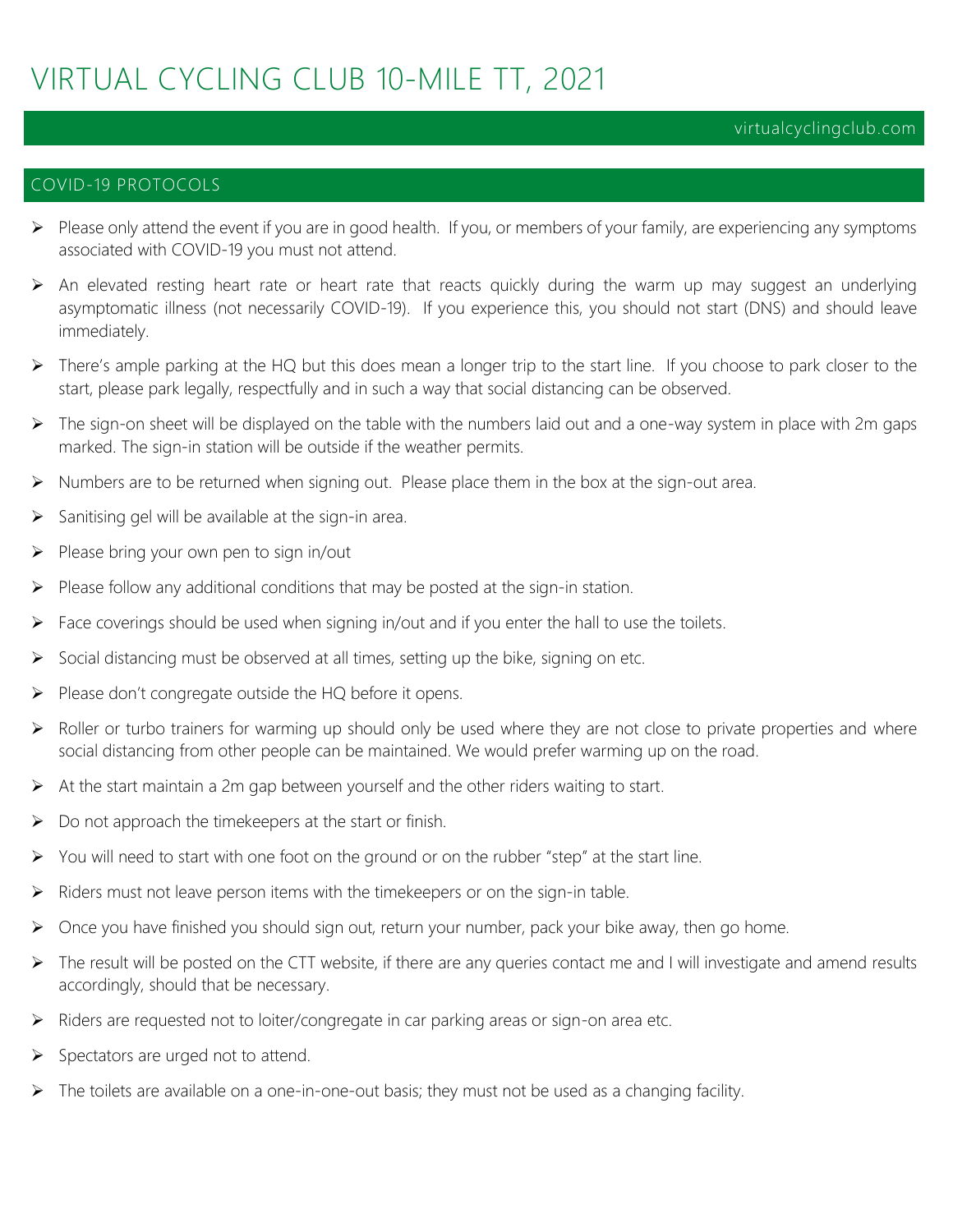# VIRTUAL CYCLING CLUB 10-MILE TT, 2021

virtualcyclingclub.com

## COVID-19 PROTOCOLS

- Please only attend the event if you are in good health. If you, or members of your family, are experiencing any symptoms associated with COVID-19 you must not attend.
- An elevated resting heart rate or heart rate that reacts quickly during the warm up may suggest an underlying asymptomatic illness (not necessarily COVID-19). If you experience this, you should not start (DNS) and should leave immediately.
- There's ample parking at the HQ but this does mean a longer trip to the start line. If you choose to park closer to the start, please park legally, respectfully and in such a way that social distancing can be observed.
- The sign-on sheet will be displayed on the table with the numbers laid out and a one-way system in place with 2m gaps marked. The sign-in station will be outside if the weather permits.
- Numbers are to be returned when signing out. Please place them in the box at the sign-out area.
- Sanitising gel will be available at the sign-in area.
- Please bring your own pen to sign in/out
- Please follow any additional conditions that may be posted at the sign-in station.
- Face coverings should be used when signing in/out and if you enter the hall to use the toilets.
- Social distancing must be observed at all times, setting up the bike, signing on etc.
- Please don't congregate outside the HQ before it opens.
- Roller or turbo trainers for warming up should only be used where they are not close to private properties and where social distancing from other people can be maintained. We would prefer warming up on the road.
- At the start maintain a 2m gap between yourself and the other riders waiting to start.
- Do not approach the timekeepers at the start or finish.
- You will need to start with one foot on the ground or on the rubber "step" at the start line.
- Riders must not leave person items with the timekeepers or on the sign-in table.
- Once you have finished you should sign out, return your number, pack your bike away, then go home.
- The result will be posted on the CTT website, if there are any queries contact me and I will investigate and amend results accordingly, should that be necessary.
- Riders are requested not to loiter/congregate in car parking areas or sign-on area etc.
- Spectators are urged not to attend.
- The toilets are available on a one-in-one-out basis; they must not be used as a changing facility.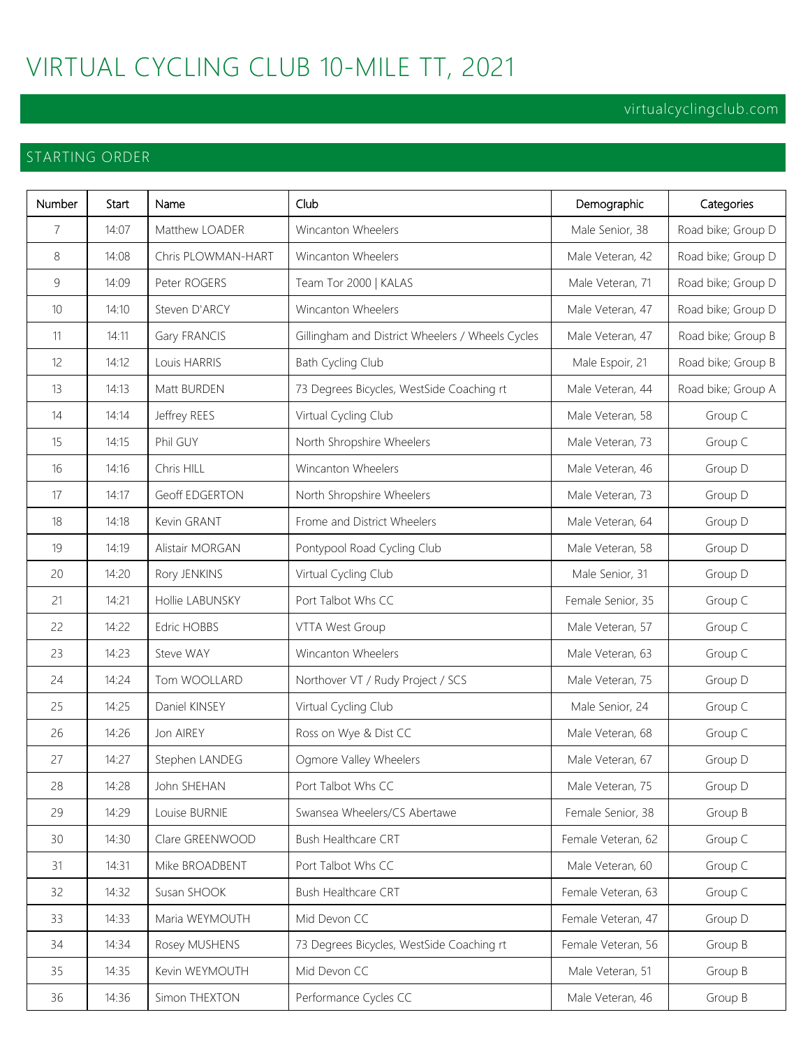# VIRTUAL CYCLING CLUB 10-MILE TT, 2021

virtualcyclingclub.com

## STARTING ORDER

| Number | Start | Name | Club | Demographic | Categories |
|---|---|---|---|---|---|
| 7 | 14:07 | Matthew LOADER | Wincanton Wheelers | Male Senior, 38 | Road bike; Group D |
| 8 | 14:08 | Chris PLOWMAN-HART | Wincanton Wheelers | Male Veteran, 42 | Road bike; Group D |
| 9 | 14:09 | Peter ROGERS | Team Tor 2000 \| KALAS | Male Veteran, 71 | Road bike; Group D |
| 10 | 14:10 | Steven D'ARCY | Wincanton Wheelers | Male Veteran, 47 | Road bike; Group D |
| 11 | 14:11 | Gary FRANCIS | Gillingham and District Wheelers / Wheels Cycles | Male Veteran, 47 | Road bike; Group B |
| 12 | 14:12 | Louis HARRIS | Bath Cycling Club | Male Espoir, 21 | Road bike; Group B |
| 13 | 14:13 | Matt BURDEN | 73 Degrees Bicycles, WestSide Coaching rt | Male Veteran, 44 | Road bike; Group A |
| 14 | 14:14 | Jeffrey REES | Virtual Cycling Club | Male Veteran, 58 | Group C |
| 15 | 14:15 | Phil GUY | North Shropshire Wheelers | Male Veteran, 73 | Group C |
| 16 | 14:16 | Chris HILL | Wincanton Wheelers | Male Veteran, 46 | Group D |
| 17 | 14:17 | Geoff EDGERTON | North Shropshire Wheelers | Male Veteran, 73 | Group D |
| 18 | 14:18 | Kevin GRANT | Frome and District Wheelers | Male Veteran, 64 | Group D |
| 19 | 14:19 | Alistair MORGAN | Pontypool Road Cycling Club | Male Veteran, 58 | Group D |
| 20 | 14:20 | Rory JENKINS | Virtual Cycling Club | Male Senior, 31 | Group D |
| 21 | 14:21 | Hollie LABUNSKY | Port Talbot Whs CC | Female Senior, 35 | Group C |
| 22 | 14:22 | Edric HOBBS | VTTA West Group | Male Veteran, 57 | Group C |
| 23 | 14:23 | Steve WAY | Wincanton Wheelers | Male Veteran, 63 | Group C |
| 24 | 14:24 | Tom WOOLLARD | Northover VT / Rudy Project / SCS | Male Veteran, 75 | Group D |
| 25 | 14:25 | Daniel KINSEY | Virtual Cycling Club | Male Senior, 24 | Group C |
| 26 | 14:26 | Jon AIREY | Ross on Wye & Dist CC | Male Veteran, 68 | Group C |
| 27 | 14:27 | Stephen LANDEG | Ogmore Valley Wheelers | Male Veteran, 67 | Group D |
| 28 | 14:28 | John SHEHAN | Port Talbot Whs CC | Male Veteran, 75 | Group D |
| 29 | 14:29 | Louise BURNIE | Swansea Wheelers/CS Abertawe | Female Senior, 38 | Group B |
| 30 | 14:30 | Clare GREENWOOD | Bush Healthcare CRT | Female Veteran, 62 | Group C |
| 31 | 14:31 | Mike BROADBENT | Port Talbot Whs CC | Male Veteran, 60 | Group C |
| 32 | 14:32 | Susan SHOOK | Bush Healthcare CRT | Female Veteran, 63 | Group C |
| 33 | 14:33 | Maria WEYMOUTH | Mid Devon CC | Female Veteran, 47 | Group D |
| 34 | 14:34 | Rosey MUSHENS | 73 Degrees Bicycles, WestSide Coaching rt | Female Veteran, 56 | Group B |
| 35 | 14:35 | Kevin WEYMOUTH | Mid Devon CC | Male Veteran, 51 | Group B |
| 36 | 14:36 | Simon THEXTON | Performance Cycles CC | Male Veteran, 46 | Group B |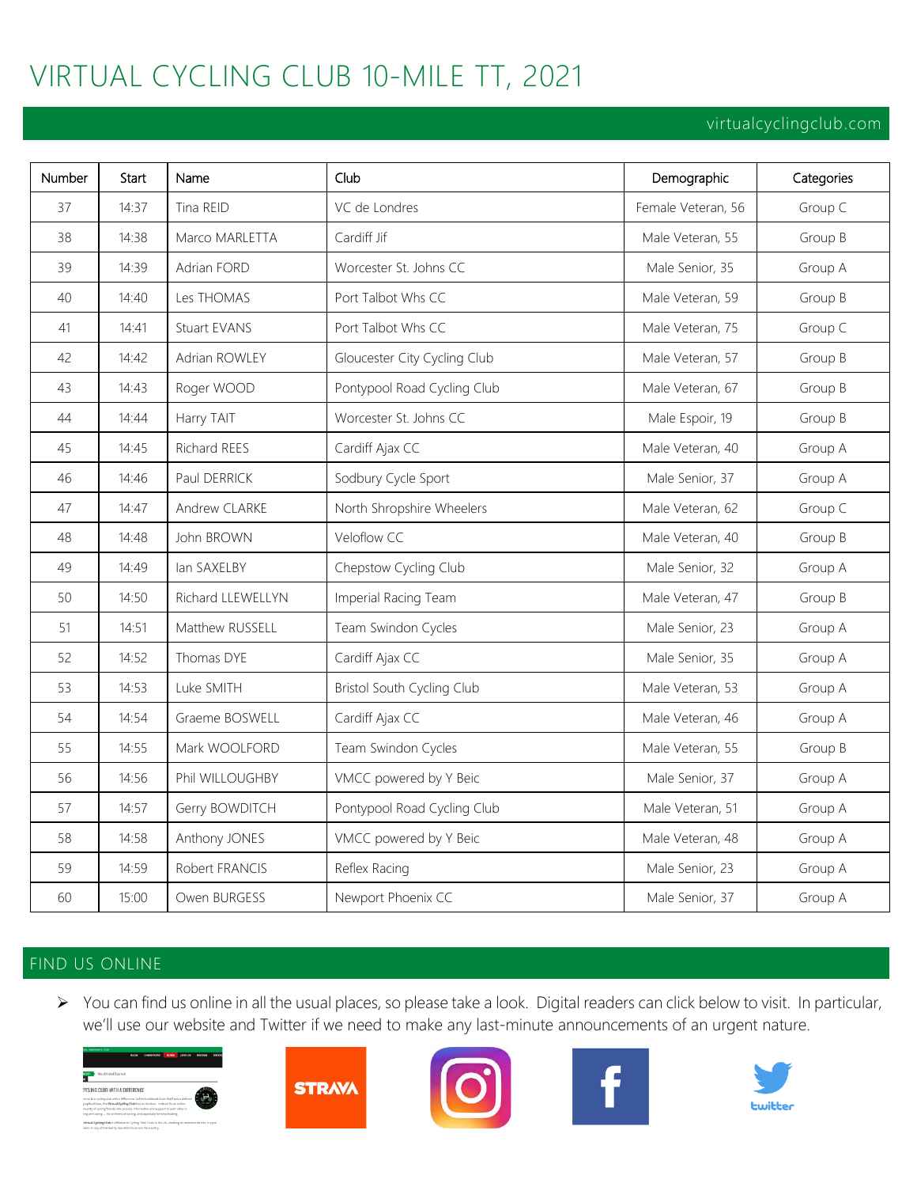# VIRTUAL CYCLING CLUB 10-MILE TT, 2021

virtualcyclingclub.com

| Number | Start | Name | Club | Demographic | Categories |
|---|---|---|---|---|---|
| 37 | 14:37 | Tina REID | VC de Londres | Female Veteran, 56 | Group C |
| 38 | 14:38 | Marco MARLETTA | Cardiff Jif | Male Veteran, 55 | Group B |
| 39 | 14:39 | Adrian FORD | Worcester St. Johns CC | Male Senior, 35 | Group A |
| 40 | 14:40 | Les THOMAS | Port Talbot Whs CC | Male Veteran, 59 | Group B |
| 41 | 14:41 | Stuart EVANS | Port Talbot Whs CC | Male Veteran, 75 | Group C |
| 42 | 14:42 | Adrian ROWLEY | Gloucester City Cycling Club | Male Veteran, 57 | Group B |
| 43 | 14:43 | Roger WOOD | Pontypool Road Cycling Club | Male Veteran, 67 | Group B |
| 44 | 14:44 | Harry TAIT | Worcester St. Johns CC | Male Espoir, 19 | Group B |
| 45 | 14:45 | Richard REES | Cardiff Ajax CC | Male Veteran, 40 | Group A |
| 46 | 14:46 | Paul DERRICK | Sodbury Cycle Sport | Male Senior, 37 | Group A |
| 47 | 14:47 | Andrew CLARKE | North Shropshire Wheelers | Male Veteran, 62 | Group C |
| 48 | 14:48 | John BROWN | Veloflow CC | Male Veteran, 40 | Group B |
| 49 | 14:49 | Ian SAXELBY | Chepstow Cycling Club | Male Senior, 32 | Group A |
| 50 | 14:50 | Richard LLEWELLYN | Imperial Racing Team | Male Veteran, 47 | Group B |
| 51 | 14:51 | Matthew RUSSELL | Team Swindon Cycles | Male Senior, 23 | Group A |
| 52 | 14:52 | Thomas DYE | Cardiff Ajax CC | Male Senior, 35 | Group A |
| 53 | 14:53 | Luke SMITH | Bristol South Cycling Club | Male Veteran, 53 | Group A |
| 54 | 14:54 | Graeme BOSWELL | Cardiff Ajax CC | Male Veteran, 46 | Group A |
| 55 | 14:55 | Mark WOOLFORD | Team Swindon Cycles | Male Veteran, 55 | Group B |
| 56 | 14:56 | Phil WILLOUGHBY | VMCC powered by Y Beic | Male Senior, 37 | Group A |
| 57 | 14:57 | Gerry BOWDITCH | Pontypool Road Cycling Club | Male Veteran, 51 | Group A |
| 58 | 14:58 | Anthony JONES | VMCC powered by Y Beic | Male Veteran, 48 | Group A |
| 59 | 14:59 | Robert FRANCIS | Reflex Racing | Male Senior, 23 | Group A |
| 60 | 15:00 | Owen BURGESS | Newport Phoenix CC | Male Senior, 37 | Group A |

## FIND US ONLINE

- You can find us online in all the usual places, so please take a look. Digital readers can click below to visit. In particular, we'll use our website and Twitter if we need to make any last-minute announcements of an urgent nature.